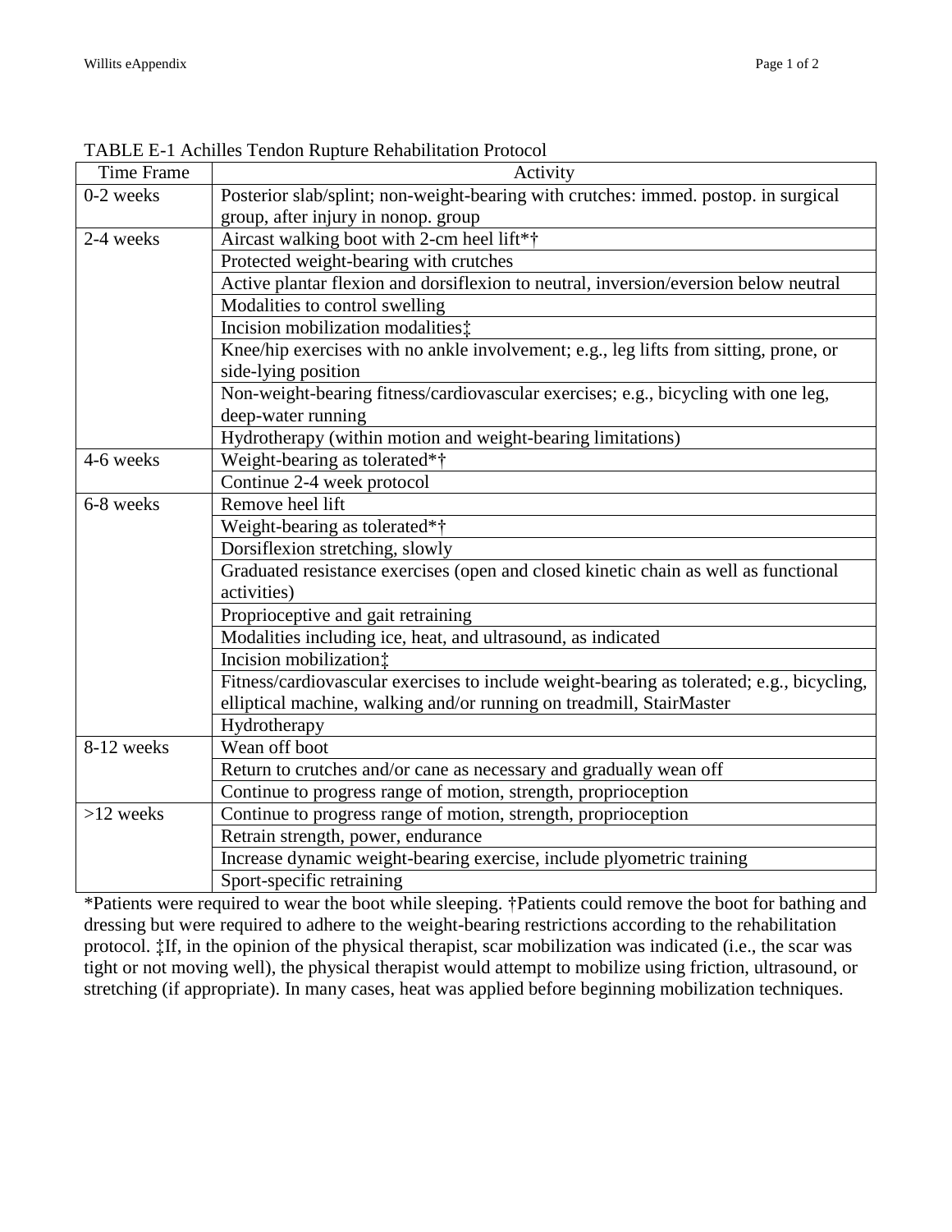TABLE E-1 Achilles Tendon Rupture Rehabilitation Protocol

| Time Frame | Activity |
|---|---|
| 0-2 weeks | Posterior slab/splint; non-weight-bearing with crutches: immed. postop. in surgical group, after injury in nonop. group |
| 2-4 weeks | Aircast walking boot with 2-cm heel lift*† |
| | Protected weight-bearing with crutches |
| | Active plantar flexion and dorsiflexion to neutral, inversion/eversion below neutral |
| | Modalities to control swelling |
| | Incision mobilization modalities‡ |
| | Knee/hip exercises with no ankle involvement; e.g., leg lifts from sitting, prone, or side-lying position |
| | Non-weight-bearing fitness/cardiovascular exercises; e.g., bicycling with one leg, deep-water running |
| | Hydrotherapy (within motion and weight-bearing limitations) |
| 4-6 weeks | Weight-bearing as tolerated*† |
| | Continue 2-4 week protocol |
| 6-8 weeks | Remove heel lift |
| | Weight-bearing as tolerated*† |
| | Dorsiflexion stretching, slowly |
| | Graduated resistance exercises (open and closed kinetic chain as well as functional activities) |
| | Proprioceptive and gait retraining |
| | Modalities including ice, heat, and ultrasound, as indicated |
| | Incision mobilization‡ |
| | Fitness/cardiovascular exercises to include weight-bearing as tolerated; e.g., bicycling, elliptical machine, walking and/or running on treadmill, StairMaster |
| | Hydrotherapy |
| 8-12 weeks | Wean off boot |
| | Return to crutches and/or cane as necessary and gradually wean off |
| | Continue to progress range of motion, strength, proprioception |
| >12 weeks | Continue to progress range of motion, strength, proprioception |
| | Retrain strength, power, endurance |
| | Increase dynamic weight-bearing exercise, include plyometric training |
| | Sport-specific retraining |

*Patients were required to wear the boot while sleeping. †Patients could remove the boot for bathing and dressing but were required to adhere to the weight-bearing restrictions according to the rehabilitation protocol. ‡If, in the opinion of the physical therapist, scar mobilization was indicated (i.e., the scar was tight or not moving well), the physical therapist would attempt to mobilize using friction, ultrasound, or stretching (if appropriate). In many cases, heat was applied before beginning mobilization techniques.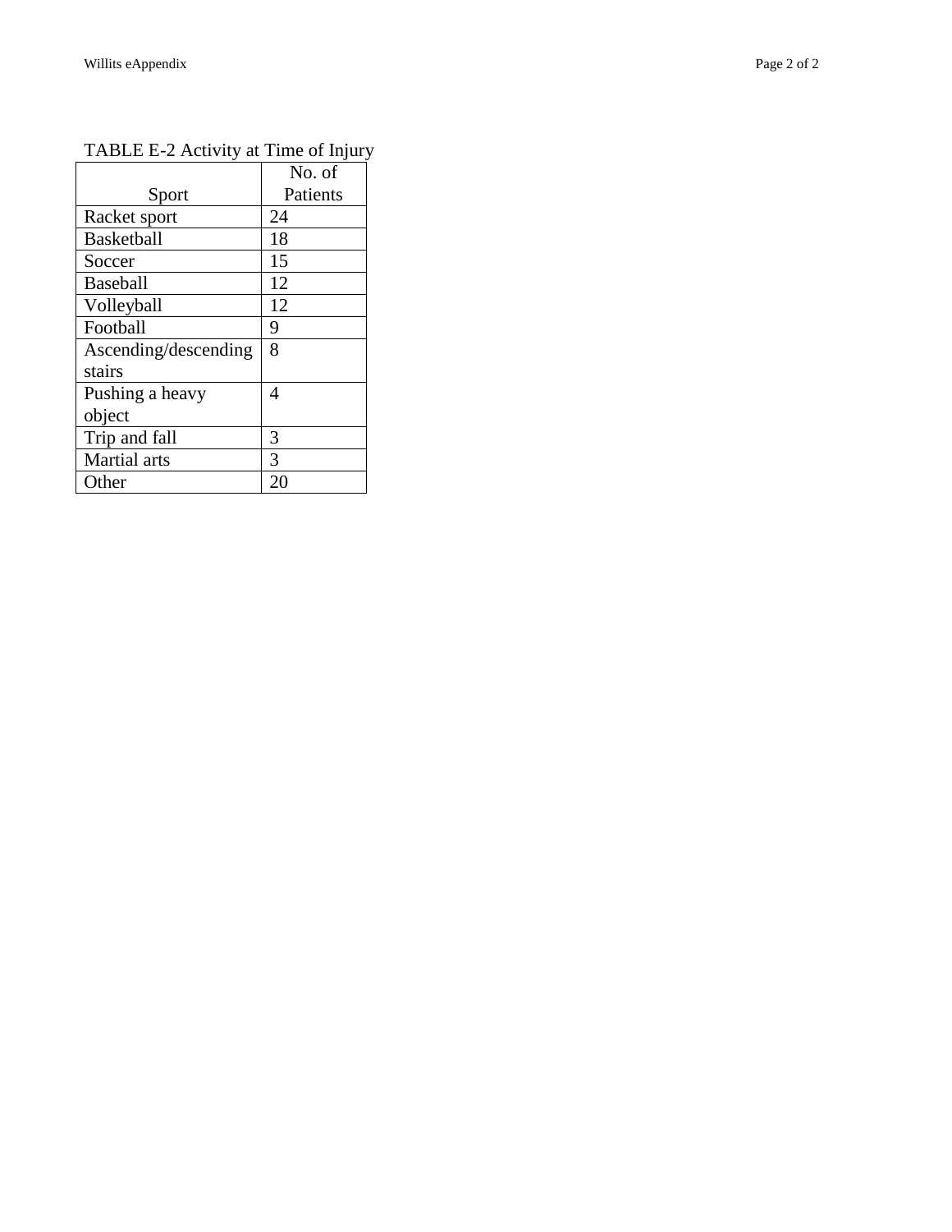TABLE E-2 Activity at Time of Injury

| Sport | No. of Patients |
|---|---|
| Racket sport | 24 |
| Basketball | 18 |
| Soccer | 15 |
| Baseball | 12 |
| Volleyball | 12 |
| Football | 9 |
| Ascending/descending stairs | 8 |
| Pushing a heavy object | 4 |
| Trip and fall | 3 |
| Martial arts | 3 |
| Other | 20 |